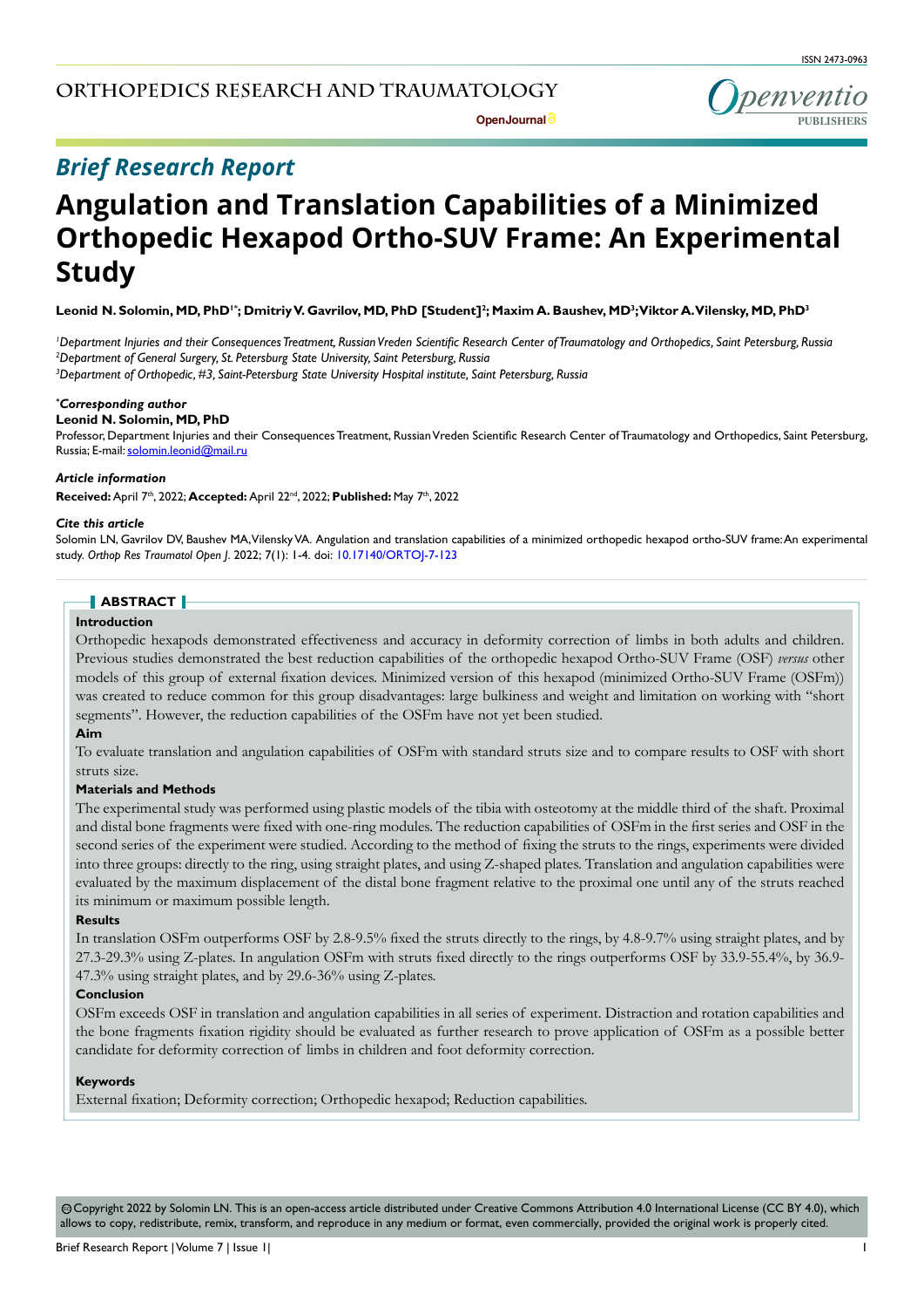# Brief Research Report

# Angulation and Translation Capabilities of a Minimized Orthopedic Hexapod Ortho-SUV Frame: An Experimental Study

**Leonid N. Solomin, MD, PhD[1*]; Dmitriy V. Gavrilov, MD, PhD [Student][2]; Maxim A. Baushev, MD[3]; Viktor A. Vilensky, MD, PhD[3]**

*[1]Department Injuries and their Consequences Treatment, Russian Vreden Scientific Research Center of Traumatology and Orthopedics, Saint Petersburg, Russia*
*[2]Department of General Surgery, St. Petersburg State University, Saint Petersburg, Russia*
*[3]Department of Orthopedic, #3, Saint-Petersburg State University Hospital institute, Saint Petersburg, Russia*

***Corresponding author**
**Leonid N. Solomin, MD, PhD**
Professor, Department Injuries and their Consequences Treatment, Russian Vreden Scientific Research Center of Traumatology and Orthopedics, Saint Petersburg, Russia; E-mail: solomin.leonid@mail.ru

***Article information***
**Received:** April 7th, 2022; **Accepted:** April 22nd, 2022; **Published:** May 7th, 2022

***Cite this article***
Solomin LN, Gavrilov DV, Baushev MA, Vilensky VA. Angulation and translation capabilities of a minimized orthopedic hexapod ortho-SUV frame: An experimental study. *Orthop Res Traumatol Open J*. 2022; 7(1): 1-4. doi: 10.17140/ORTOJ-7-123

## ABSTRACT

**Introduction**

Orthopedic hexapods demonstrated effectiveness and accuracy in deformity correction of limbs in both adults and children. Previous studies demonstrated the best reduction capabilities of the orthopedic hexapod Ortho-SUV Frame (OSF) *versus* other models of this group of external fixation devices. Minimized version of this hexapod (minimized Ortho-SUV Frame (OSFm)) was created to reduce common for this group disadvantages: large bulkiness and weight and limitation on working with "short segments". However, the reduction capabilities of the OSFm have not yet been studied.

**Aim**

To evaluate translation and angulation capabilities of OSFm with standard struts size and to compare results to OSF with short struts size.

**Materials and Methods**

The experimental study was performed using plastic models of the tibia with osteotomy at the middle third of the shaft. Proximal and distal bone fragments were fixed with one-ring modules. The reduction capabilities of OSFm in the first series and OSF in the second series of the experiment were studied. According to the method of fixing the struts to the rings, experiments were divided into three groups: directly to the ring, using straight plates, and using Z-shaped plates. Translation and angulation capabilities were evaluated by the maximum displacement of the distal bone fragment relative to the proximal one until any of the struts reached its minimum or maximum possible length.

**Results**

In translation OSFm outperforms OSF by 2.8-9.5% fixed the struts directly to the rings, by 4.8-9.7% using straight plates, and by 27.3-29.3% using Z-plates. In angulation OSFm with struts fixed directly to the rings outperforms OSF by 33.9-55.4%, by 36.9-47.3% using straight plates, and by 29.6-36% using Z-plates.

**Conclusion**

OSFm exceeds OSF in translation and angulation capabilities in all series of experiment. Distraction and rotation capabilities and the bone fragments fixation rigidity should be evaluated as further research to prove application of OSFm as a possible better candidate for deformity correction of limbs in children and foot deformity correction.

**Keywords**

External fixation; Deformity correction; Orthopedic hexapod; Reduction capabilities.

©Copyright 2022 by Solomin LN. This is an open-access article distributed under Creative Commons Attribution 4.0 International License (CC BY 4.0), which allows to copy, redistribute, remix, transform, and reproduce in any medium or format, even commercially, provided the original work is properly cited.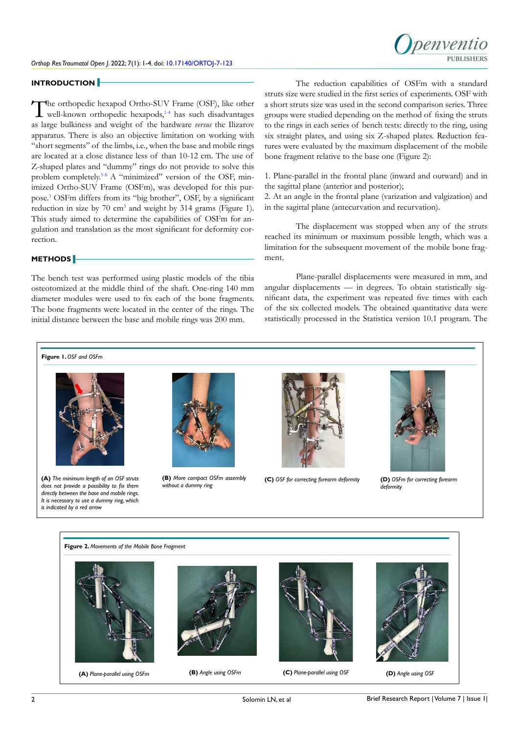## INTRODUCTION

The orthopedic hexapod Ortho-SUV Frame (OSF), like other well-known orthopedic hexapods,[1-4] has such disadvantages as large bulkiness and weight of the hardware *versus* the Ilizarov apparatus. There is also an objective limitation on working with "short segments" of the limbs, i.e., when the base and mobile rings are located at a close distance less of than 10-12 cm. The use of Z-shaped plates and "dummy" rings do not provide to solve this problem completely.[5-8] A "minimized" version of the OSF, minimized Ortho-SUV Frame (OSFm), was developed for this purpose.[3] OSFm differs from its "big brother", OSF, by a significant reduction in size by 70 $cm^3$ and weight by 314 grams (Figure 1). This study aimed to determine the capabilities of OSFm for angulation and translation as the most significant for deformity correction.

## METHODS

The bench test was performed using plastic models of the tibia osteotomized at the middle third of the shaft. One-ring 140 mm diameter modules were used to fix each of the bone fragments. The bone fragments were located in the center of the rings. The initial distance between the base and mobile rings was 200 mm.

The reduction capabilities of OSFm with a standard struts size were studied in the first series of experiments. OSF with a short struts size was used in the second comparison series. Three groups were studied depending on the method of fixing the struts to the rings in each series of bench tests: directly to the ring, using six straight plates, and using six Z-shaped plates. Reduction features were evaluated by the maximum displacement of the mobile bone fragment relative to the base one (Figure 2):

1. Plane-parallel in the frontal plane (inward and outward) and in the sagittal plane (anterior and posterior);
2. At an angle in the frontal plane (varization and valgization) and in the sagittal plane (antecurvation and recurvation).

The displacement was stopped when any of the struts reached its minimum or maximum possible length, which was a limitation for the subsequent movement of the mobile bone fragment.

Plane-parallel displacements were measured in mm, and angular displacements — in degrees. To obtain statistically significant data, the experiment was repeated five times with each of the six collected models. The obtained quantitative data were statistically processed in the Statistica version 10.1 program. The

**Figure 1.** *OSF and OSFm*

**(A)** *The minimum length of an OSF struts does not provide a possibility to fix them directly between the base and mobile rings. It is necessary to use a dummy ring, which is indicated by a red arrow*

**(B)** *More compact OSFm assembly without a dummy ring*

**(C)** *OSF for correcting forearm deformity*

**(D)** *OSFm for correcting forearm deformity*

**Figure 2.** *Movements of the Mobile Bone Fragment*

**(A)** *Plane-parallel using OSFm*

**(B)** *Angle using OSFm*

**(C)** *Plane-parallel using OSF*

**(D)** *Angle using OSF*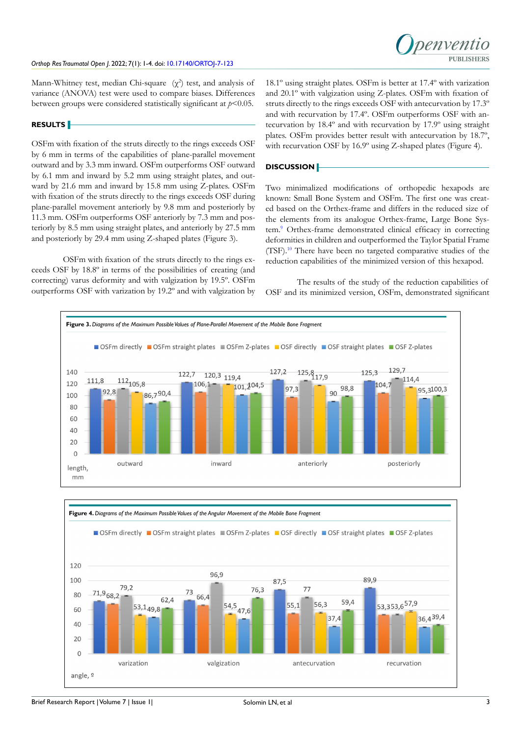Mann-Whitney test, median Chi-square ($\chi^2$) test, and analysis of variance (ANOVA) test were used to compare biases. Differences between groups were considered statistically significant at $p<0.05$.

## RESULTS

OSFm with fixation of the struts directly to the rings exceeds OSF by 6 mm in terms of the capabilities of plane-parallel movement outward and by 3.3 mm inward. OSFm outperforms OSF outward by 6.1 mm and inward by 5.2 mm using straight plates, and outward by 21.6 mm and inward by 15.8 mm using Z-plates. OSFm with fixation of the struts directly to the rings exceeds OSF during plane-parallel movement anteriorly by 9.8 mm and posteriorly by 11.3 mm. OSFm outperforms OSF anteriorly by 7.3 mm and posteriorly by 8.5 mm using straight plates, and anteriorly by 27.5 mm and posteriorly by 29.4 mm using Z-shaped plates (Figure 3).

OSFm with fixation of the struts directly to the rings exceeds OSF by 18.8º in terms of the possibilities of creating (and correcting) varus deformity and with valgization by 19.5º. OSFm outperforms OSF with varization by 19.2º and with valgization by 18.1º using straight plates. OSFm is better at 17.4º with varization and 20.1º with valgization using Z-plates. OSFm with fixation of struts directly to the rings exceeds OSF with antecurvation by 17.3º and with recurvation by 17.4º. OSFm outperforms OSF with antecurvation by 18.4º and with recurvation by 17.9º using straight plates. OSFm provides better result with antecurvation by 18.7º, with recurvation OSF by 16.9º using Z-shaped plates (Figure 4).

## DISCUSSION

Two minimalized modifications of orthopedic hexapods are known: Small Bone System and OSFm. The first one was created based on the Orthex-frame and differs in the reduced size of the elements from its analogue Orthex-frame, Large Bone System.[9] Orthex-frame demonstrated clinical efficacy in correcting deformities in children and outperformed the Taylor Spatial Frame (TSF).[10] There have been no targeted comparative studies of the reduction capabilities of the minimized version of this hexapod.

The results of the study of the reduction capabilities of OSF and its minimized version, OSFm, demonstrated significant

**Figure 3.** *Diagrams of the Maximum Possible Values of Plane-Parallel Movement of the Mobile Bone Fragment*

| length, mm | OSFm directly | OSFm straight plates | OSFm Z-plates | OSF directly | OSF straight plates | OSF Z-plates |
|---|---|---|---|---|---|---|
| outward | 111,8 | 92,8 | 112 | 105,8 | 86,7 | 90,4 |
| inward | 122,7 | 106,1 | 120,3 | 119,4 | 101,2 | 104,5 |
| anteriorly | 127,2 | 97,3 | 125,8 | 117,9 | 90 | 98,8 |
| posteriorly | 125,3 | 104,7 | 129,7 | 114,4 | 95,3 | 100,3 |

**Figure 4.** *Diagrams of the Maximum Possible Values of the Angular Movement of the Mobile Bone Fragment*

| angle, º | OSFm directly | OSFm straight plates | OSFm Z-plates | OSF directly | OSF straight plates | OSF Z-plates |
|---|---|---|---|---|---|---|
| varization | 71,9 | 68,2 | 79,2 | 53,1 | 49,8 | 62,4 |
| valgization | 73 | 66,4 | 96,9 | 54,5 | 47,6 | 76,3 |
| antecurvation | 87,5 | 55,1 | 77 | 56,3 | 37,4 | 59,4 |
| recurvation | 89,9 | 53,3 | 53,6 | 57,9 | 36,4 | 39,4 |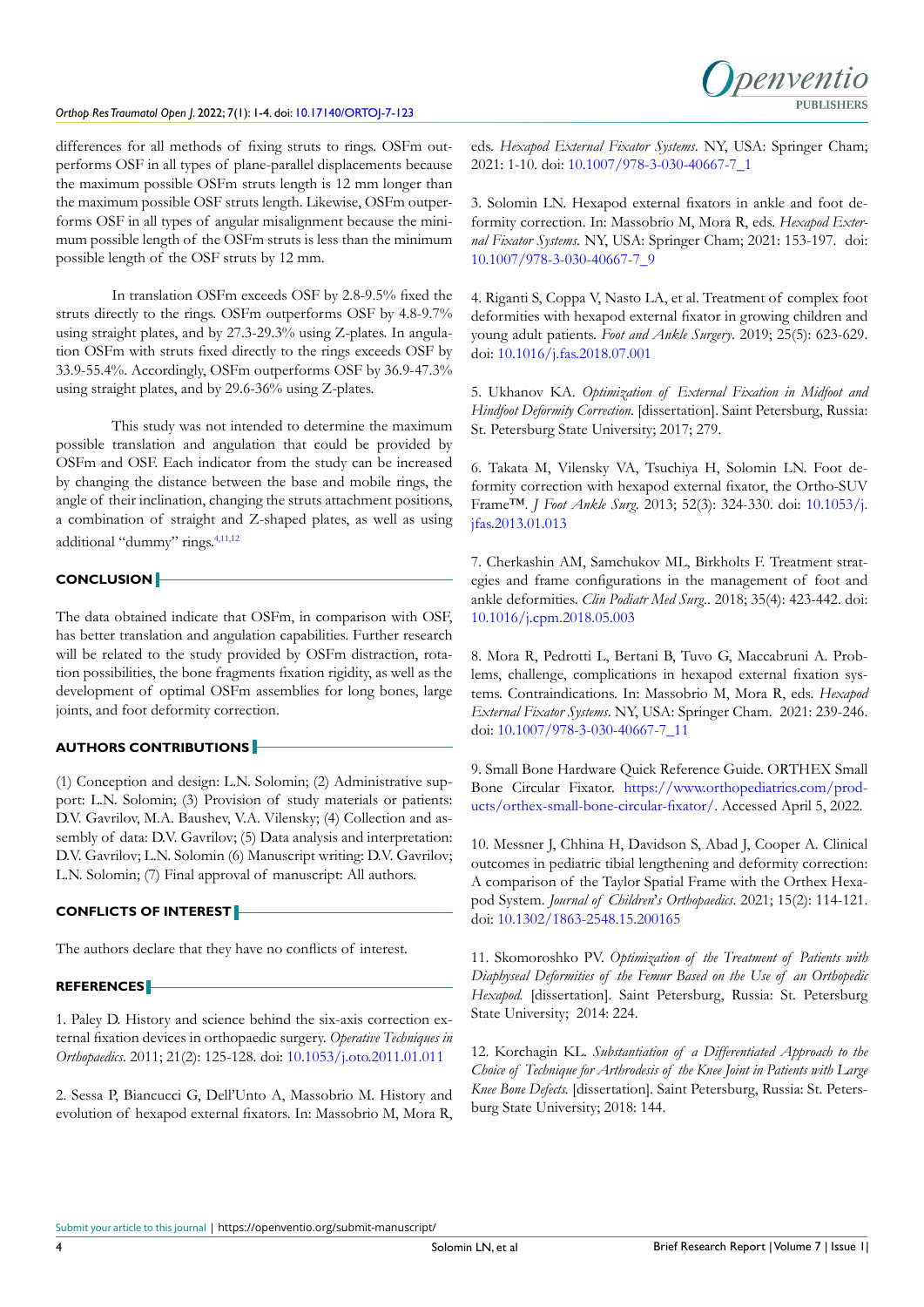differences for all methods of fixing struts to rings. OSFm outperforms OSF in all types of plane-parallel displacements because the maximum possible OSFm struts length is 12 mm longer than the maximum possible OSF struts length. Likewise, OSFm outperforms OSF in all types of angular misalignment because the minimum possible length of the OSFm struts is less than the minimum possible length of the OSF struts by 12 mm.

In translation OSFm exceeds OSF by 2.8-9.5% fixed the struts directly to the rings. OSFm outperforms OSF by 4.8-9.7% using straight plates, and by 27.3-29.3% using Z-plates. In angulation OSFm with struts fixed directly to the rings exceeds OSF by 33.9-55.4%. Accordingly, OSFm outperforms OSF by 36.9-47.3% using straight plates, and by 29.6-36% using Z-plates.

This study was not intended to determine the maximum possible translation and angulation that could be provided by OSFm and OSF. Each indicator from the study can be increased by changing the distance between the base and mobile rings, the angle of their inclination, changing the struts attachment positions, a combination of straight and Z-shaped plates, as well as using additional "dummy" rings.[4,11,12]

## CONCLUSION

The data obtained indicate that OSFm, in comparison with OSF, has better translation and angulation capabilities. Further research will be related to the study provided by OSFm distraction, rotation possibilities, the bone fragments fixation rigidity, as well as the development of optimal OSFm assemblies for long bones, large joints, and foot deformity correction.

## AUTHORS CONTRIBUTIONS

(1) Conception and design: L.N. Solomin; (2) Administrative support: L.N. Solomin; (3) Provision of study materials or patients: D.V. Gavrilov, M.A. Baushev, V.A. Vilensky; (4) Collection and assembly of data: D.V. Gavrilov; (5) Data analysis and interpretation: D.V. Gavrilov; L.N. Solomin (6) Manuscript writing: D.V. Gavrilov; L.N. Solomin; (7) Final approval of manuscript: All authors.

## CONFLICTS OF INTEREST

The authors declare that they have no conflicts of interest.

## REFERENCES

1. Paley D. History and science behind the six-axis correction external fixation devices in orthopaedic surgery. *Operative Techniques in Orthopaedics*. 2011; 21(2): 125-128. doi: 10.1053/j.oto.2011.01.011

2. Sessa P, Biancucci G, Dell'Unto A, Massobrio M. History and evolution of hexapod external fixators. In: Massobrio M, Mora R, eds. *Hexapod External Fixator Systems*. NY, USA: Springer Cham; 2021: 1-10. doi: 10.1007/978-3-030-40667-7_1

3. Solomin LN. Hexapod external fixators in ankle and foot deformity correction. In: Massobrio M, Mora R, eds. *Hexapod External Fixator Systems*. NY, USA: Springer Cham; 2021: 153-197. doi: 10.1007/978-3-030-40667-7_9

4. Riganti S, Coppa V, Nasto LA, et al. Treatment of complex foot deformities with hexapod external fixator in growing children and young adult patients. *Foot and Ankle Surgery*. 2019; 25(5): 623-629. doi: 10.1016/j.fas.2018.07.001

5. Ukhanov KA. *Optimization of External Fixation in Midfoot and Hindfoot Deformity Correction*. [dissertation]. Saint Petersburg, Russia: St. Petersburg State University; 2017; 279.

6. Takata M, Vilensky VA, Tsuchiya H, Solomin LN. Foot deformity correction with hexapod external fixator, the Ortho-SUV Frame™. *J Foot Ankle Surg*. 2013; 52(3): 324-330. doi: 10.1053/j.jfas.2013.01.013

7. Cherkashin AM, Samchukov ML, Birkholts F. Treatment strategies and frame configurations in the management of foot and ankle deformities. *Clin Podiatr Med Surg.*. 2018; 35(4): 423-442. doi: 10.1016/j.cpm.2018.05.003

8. Mora R, Pedrotti L, Bertani B, Tuvo G, Maccabruni A. Problems, challenge, complications in hexapod external fixation systems. Contraindications. In: Massobrio M, Mora R, eds. *Hexapod External Fixator Systems*. NY, USA: Springer Cham. 2021: 239-246. doi: 10.1007/978-3-030-40667-7_11

9. Small Bone Hardware Quick Reference Guide. ORTHEX Small Bone Circular Fixator. https://www.orthopediatrics.com/products/orthex-small-bone-circular-fixator/. Accessed April 5, 2022.

10. Messner J, Chhina H, Davidson S, Abad J, Cooper A. Clinical outcomes in pediatric tibial lengthening and deformity correction: A comparison of the Taylor Spatial Frame with the Orthex Hexapod System. *Journal of Children's Orthopaedics*. 2021; 15(2): 114-121. doi: 10.1302/1863-2548.15.200165

11. Skomoroshko PV. *Optimization of the Treatment of Patients with Diaphyseal Deformities of the Femur Based on the Use of an Orthopedic Hexapod.* [dissertation]. Saint Petersburg, Russia: St. Petersburg State University; 2014: 224.

12. Korchagin KL. *Substantiation of a Differentiated Approach to the Choice of Technique for Arthrodesis of the Knee Joint in Patients with Large Knee Bone Defects.* [dissertation]. Saint Petersburg, Russia: St. Petersburg State University; 2018: 144.